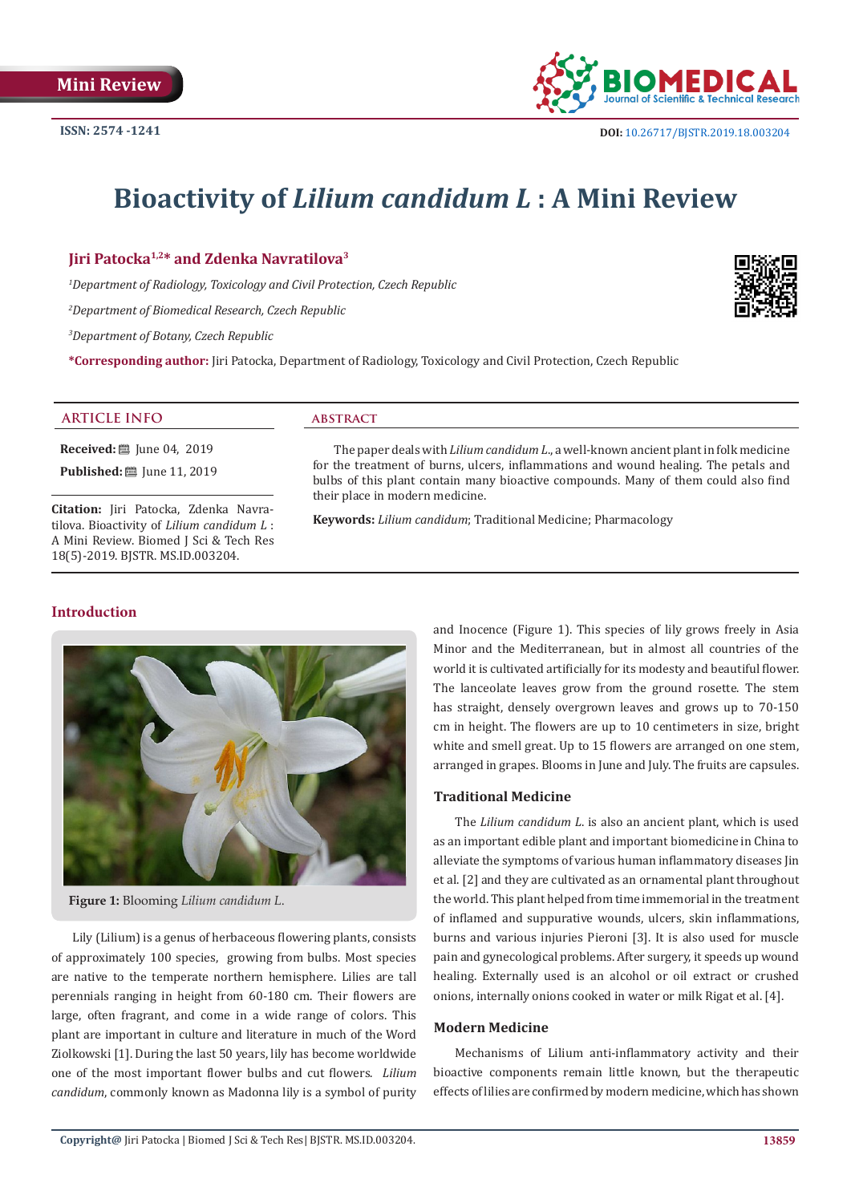Mini Review

ISSN: 2574 -1241

DOI: 10.26717/BJSTR.2019.18.003204

# Bioactivity of *Lilium candidum L* : A Mini Review

**Jiri Patocka[1,2]* and Zdenka Navratilova[3]**

*[1]Department of Radiology, Toxicology and Civil Protection, Czech Republic*

*[2]Department of Biomedical Research, Czech Republic*

*[3]Department of Botany, Czech Republic*

***Corresponding author:** Jiri Patocka, Department of Radiology, Toxicology and Civil Protection, Czech Republic

## ARTICLE INFO

**Received:** June 04, 2019

**Published:** June 11, 2019

**Citation:** Jiri Patocka, Zdenka Navratilova. Bioactivity of *Lilium candidum L* : A Mini Review. Biomed J Sci & Tech Res 18(5)-2019. BJSTR. MS.ID.003204.

## ABSTRACT

The paper deals with *Lilium candidum L.*, a well-known ancient plant in folk medicine for the treatment of burns, ulcers, inflammations and wound healing. The petals and bulbs of this plant contain many bioactive compounds. Many of them could also find their place in modern medicine.

**Keywords:** *Lilium candidum*; Traditional Medicine; Pharmacology

## Introduction

**Figure 1:** Blooming *Lilium candidum L.*

Lily (Lilium) is a genus of herbaceous flowering plants, consists of approximately 100 species, growing from bulbs. Most species are native to the temperate northern hemisphere. Lilies are tall perennials ranging in height from 60-180 cm. Their flowers are large, often fragrant, and come in a wide range of colors. This plant are important in culture and literature in much of the Word Ziolkowski [1]. During the last 50 years, lily has become worldwide one of the most important flower bulbs and cut flowers. *Lilium candidum*, commonly known as Madonna lily is a symbol of purity and Inocence (Figure 1). This species of lily grows freely in Asia Minor and the Mediterranean, but in almost all countries of the world it is cultivated artificially for its modesty and beautiful flower. The lanceolate leaves grow from the ground rosette. The stem has straight, densely overgrown leaves and grows up to 70-150 cm in height. The flowers are up to 10 centimeters in size, bright white and smell great. Up to 15 flowers are arranged on one stem, arranged in grapes. Blooms in June and July. The fruits are capsules.

### Traditional Medicine

The *Lilium candidum L.* is also an ancient plant, which is used as an important edible plant and important biomedicine in China to alleviate the symptoms of various human inflammatory diseases Jin et al. [2] and they are cultivated as an ornamental plant throughout the world. This plant helped from time immemorial in the treatment of inflamed and suppurative wounds, ulcers, skin inflammations, burns and various injuries Pieroni [3]. It is also used for muscle pain and gynecological problems. After surgery, it speeds up wound healing. Externally used is an alcohol or oil extract or crushed onions, internally onions cooked in water or milk Rigat et al. [4].

### Modern Medicine

Mechanisms of Lilium anti-inflammatory activity and their bioactive components remain little known, but the therapeutic effects of lilies are confirmed by modern medicine, which has shown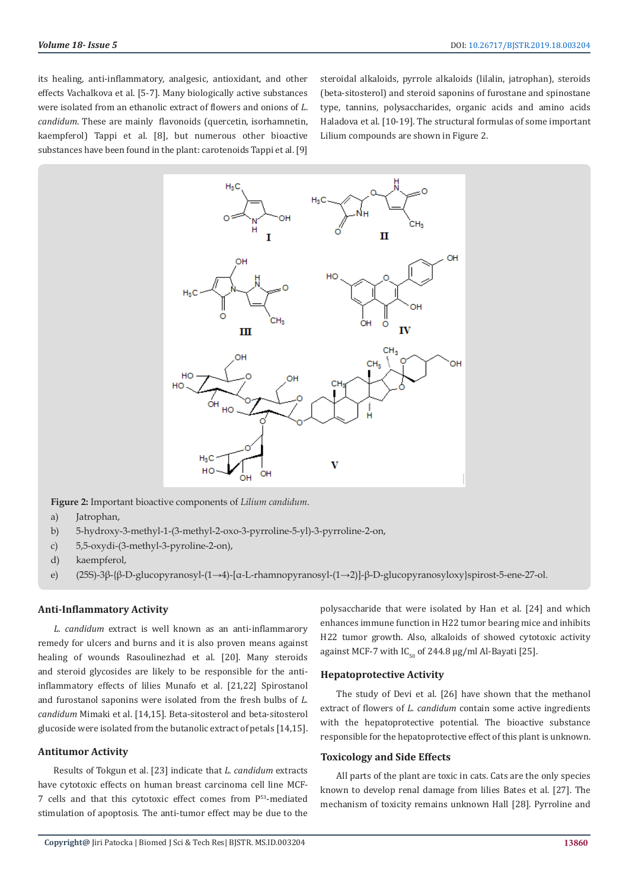its healing, anti-inflammatory, analgesic, antioxidant, and other effects Vachalkova et al. [5-7]. Many biologically active substances were isolated from an ethanolic extract of flowers and onions of *L. candidum*. These are mainly flavonoids (quercetin, isorhamnetin, kaempferol) Tappi et al. [8], but numerous other bioactive substances have been found in the plant: carotenoids Tappi et al. [9] steroidal alkaloids, pyrrole alkaloids (lilalin, jatrophan), steroids (beta-sitosterol) and steroid saponins of furostane and spinostane type, tannins, polysaccharides, organic acids and amino acids Haladova et al. [10-19]. The structural formulas of some important Lilium compounds are shown in Figure 2.

**Figure 2:** Important bioactive components of *Lilium candidum*.

a) Jatrophan,

b) 5-hydroxy-3-methyl-1-(3-methyl-2-oxo-3-pyrroline-5-yl)-3-pyrroline-2-on,

c) 5,5-oxydi-(3-methyl-3-pyroline-2-on),

d) kaempferol,

e) (25S)-3β-{β-D-glucopyranosyl-(1→4)-[α-L-rhamnopyranosyl-(1→2)]-β-D-glucopyranosyloxy}spirost-5-ene-27-ol.

## Anti-Inflammatory Activity

*L. candidum* extract is well known as an anti-inflammarory remedy for ulcers and burns and it is also proven means against healing of wounds Rasoulinezhad et al. [20]. Many steroids and steroid glycosides are likely to be responsible for the anti-inflammatory effects of lilies Munafo et al. [21,22] Spirostanol and furostanol saponins were isolated from the fresh bulbs of *L. candidum* Mimaki et al. [14,15]. Beta-sitosterol and beta-sitosterol glucoside were isolated from the butanolic extract of petals [14,15].

## Antitumor Activity

Results of Tokgun et al. [23] indicate that *L. candidum* extracts have cytotoxic effects on human breast carcinoma cell line MCF-7 cells and that this cytotoxic effect comes from $P^{53}$-mediated stimulation of apoptosis. The anti-tumor effect may be due to the polysaccharide that were isolated by Han et al. [24] and which enhances immune function in H22 tumor bearing mice and inhibits H22 tumor growth. Also, alkaloids of showed cytotoxic activity against MCF-7 with $IC_{50}$ of 244.8 μg/ml Al-Bayati [25].

## Hepatoprotective Activity

The study of Devi et al. [26] have shown that the methanol extract of flowers of *L. candidum* contain some active ingredients with the hepatoprotective potential. The bioactive substance responsible for the hepatoprotective effect of this plant is unknown.

## Toxicology and Side Effects

All parts of the plant are toxic in cats. Cats are the only species known to develop renal damage from lilies Bates et al. [27]. The mechanism of toxicity remains unknown Hall [28]. Pyrroline and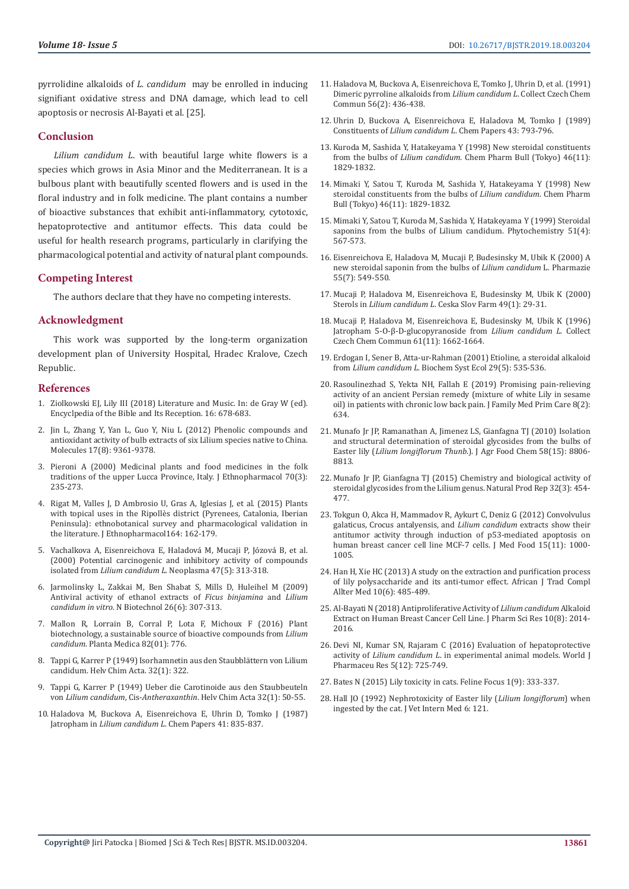pyrrolidine alkaloids of *L. candidum* may be enrolled in inducing signifiant oxidative stress and DNA damage, which lead to cell apoptosis or necrosis Al-Bayati et al. [25].

## Conclusion

*Lilium candidum L.* with beautiful large white flowers is a species which grows in Asia Minor and the Mediterranean. It is a bulbous plant with beautifully scented flowers and is used in the floral industry and in folk medicine. The plant contains a number of bioactive substances that exhibit anti-inflammatory, cytotoxic, hepatoprotective and antitumor effects. This data could be useful for health research programs, particularly in clarifying the pharmacological potential and activity of natural plant compounds.

## Competing Interest

The authors declare that they have no competing interests.

## Acknowledgment

This work was supported by the long-term organization development plan of University Hospital, Hradec Kralove, Czech Republic.

## References

1. Ziolkowski EJ, Lily III (2018) Literature and Music. In: de Gray W (ed). Encyclpedia of the Bible and Its Reception. 16: 678-683.
2. Jin L, Zhang Y, Yan L, Guo Y, Niu L (2012) Phenolic compounds and antioxidant activity of bulb extracts of six Lilium species native to China. Molecules 17(8): 9361-9378.
3. Pieroni A (2000) Medicinal plants and food medicines in the folk traditions of the upper Lucca Province, Italy. J Ethnopharmacol 70(3): 235-273.
4. Rigat M, Valles J, D Ambrosio U, Gras A, Iglesias J, et al. (2015) Plants with topical uses in the Ripollès district (Pyrenees, Catalonia, Iberian Peninsula): ethnobotanical survey and pharmacological validation in the literature. J Ethnopharmacol164: 162-179.
5. Vachalkova A, Eisenreichova E, Haladová M, Mucaji P, Józová B, et al. (2000) Potential carcinogenic and inhibitory activity of compounds isolated from *Lilium candidum L.* Neoplasma 47(5): 313-318.
6. Jarmolinsky L, Zakkai M, Ben Shabat S, Mills D, Huleihel M (2009) Antiviral activity of ethanol extracts of *Ficus binjamina* and *Lilium candidum in vitro*. N Biotechnol 26(6): 307-313.
7. Mallon R, Lorrain B, Corral P, Lota F, Michoux F (2016) Plant biotechnology, a sustainable source of bioactive compounds from *Lilium candidum*. Planta Medica 82(01): 776.
8. Tappi G, Karrer P (1949) Isorhamnetin aus den Staubblättern von Lilium candidum. Helv Chim Acta. 32(1): 322.
9. Tappi G, Karrer P (1949) Ueber die Carotinoide aus den Staubbeuteln von *Lilium candidum*, Cis-*Antheraxanthin*. Helv Chim Acta 32(1): 50-55.
10. Haladova M, Buckova A, Eisenreichova E, Uhrin D, Tomko J (1987) Jatropham in *Lilium candidum L.* Chem Papers 41: 835-837.
11. Haladova M, Buckova A, Eisenreichova E, Tomko J, Uhrin D, et al. (1991) Dimeric pyrroline alkaloids from *Lilium candidum L.* Collect Czech Chem Commun 56(2): 436-438.
12. Uhrin D, Buckova A, Eisenreichova E, Haladova M, Tomko J (1989) Constituents of *Lilium candidum L.* Chem Papers 43: 793-796.
13. Kuroda M, Sashida Y, Hatakeyama Y (1998) New steroidal constituents from the bulbs of *Lilium candidum.* Chem Pharm Bull (Tokyo) 46(11): 1829-1832.
14. Mimaki Y, Satou T, Kuroda M, Sashida Y, Hatakeyama Y (1998) New steroidal constituents from the bulbs of *Lilium candidum*. Chem Pharm Bull (Tokyo) 46(11): 1829-1832.
15. Mimaki Y, Satou T, Kuroda M, Sashida Y, Hatakeyama Y (1999) Steroidal saponins from the bulbs of Lilium candidum. Phytochemistry 51(4): 567-573.
16. Eisenreichova E, Haladova M, Mucaji P, Budesinsky M, Ubik K (2000) A new steroidal saponin from the bulbs of *Lilium candidum* L. Pharmazie 55(7): 549-550.
17. Mucaji P, Haladova M, Eisenreichova E, Budesinsky M, Ubik K (2000) Sterols in *Lilium candidum L.* Ceska Slov Farm 49(1): 29-31.
18. Mucaji P, Haladova M, Eisenreichova E, Budesinsky M, Ubik K (1996) Jatropham 5-O-β-D-glucopyranoside from *Lilium candidum L.* Collect Czech Chem Commun 61(11): 1662-1664.
19. Erdogan I, Sener B, Atta-ur-Rahman (2001) Etioline, a steroidal alkaloid from *Lilium candidum L.* Biochem Syst Ecol 29(5): 535-536.
20. Rasoulinezhad S, Yekta NH, Fallah E (2019) Promising pain-relieving activity of an ancient Persian remedy (mixture of white Lily in sesame oil) in patients with chronic low back pain. J Family Med Prim Care 8(2): 634.
21. Munafo Jr JP, Ramanathan A, Jimenez LS, Gianfagna TJ (2010) Isolation and structural determination of steroidal glycosides from the bulbs of Easter lily (*Lilium longiflorum Thunb.*). J Agr Food Chem 58(15): 8806-8813.
22. Munafo Jr JP, Gianfagna TJ (2015) Chemistry and biological activity of steroidal glycosides from the Lilium genus. Natural Prod Rep 32(3): 454-477.
23. Tokgun O, Akca H, Mammadov R, Aykurt C, Deniz G (2012) Convolvulus galaticus, Crocus antalyensis, and *Lilium candidum* extracts show their antitumor activity through induction of p53-mediated apoptosis on human breast cancer cell line MCF-7 cells. J Med Food 15(11): 1000-1005.
24. Han H, Xie HC (2013) A study on the extraction and purification process of lily polysaccharide and its anti-tumor effect. African J Trad Compl Allter Med 10(6): 485-489.
25. Al-Bayati N (2018) Antiproliferative Activity of *Lilium candidum* Alkaloid Extract on Human Breast Cancer Cell Line. J Pharm Sci Res 10(8): 2014-2016.
26. Devi NI, Kumar SN, Rajaram C (2016) Evaluation of hepatoprotective activity of *Lilium candidum L.* in experimental animal models. World J Pharmaceu Res 5(12): 725-749.
27. Bates N (2015) Lily toxicity in cats. Feline Focus 1(9): 333-337.
28. Hall JO (1992) Nephrotoxicity of Easter lily (*Lilium longiflorum*) when ingested by the cat. J Vet Intern Med 6: 121.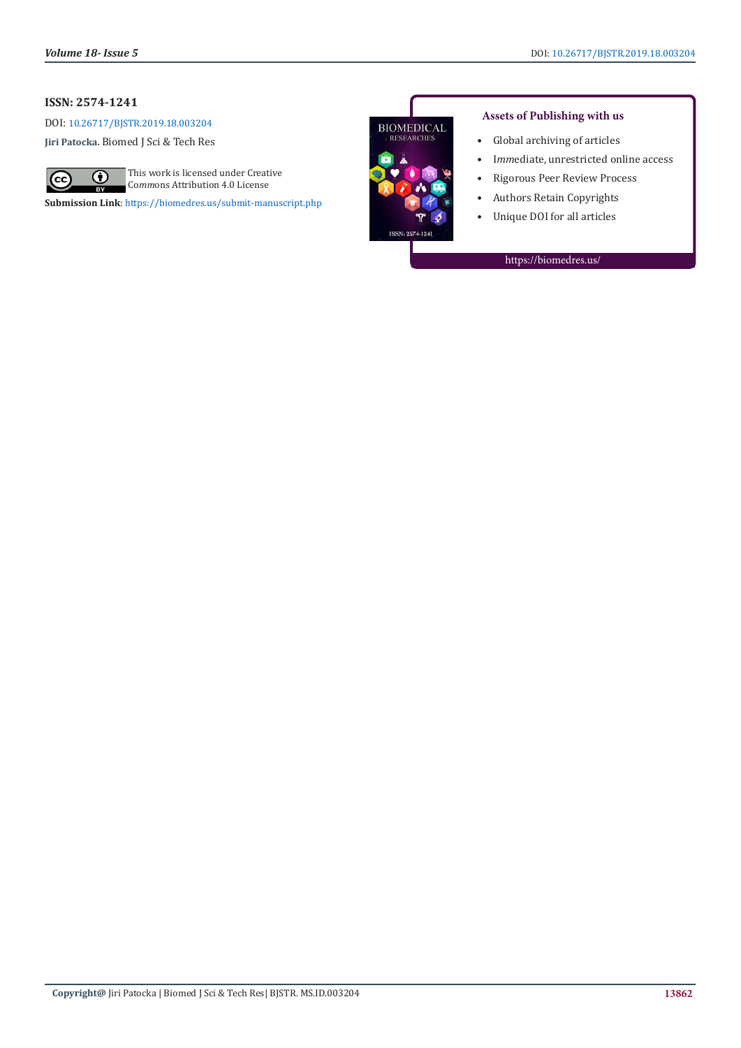**ISSN: 2574-1241**

DOI: 10.26717/BJSTR.2019.18.003204

**Jiri Patocka.** Biomed J Sci & Tech Res

This work is licensed under Creative Commons Attribution 4.0 License

**Submission Link**: https://biomedres.us/submit-manuscript.php

### Assets of Publishing with us

- Global archiving of articles
- Immediate, unrestricted online access
- Rigorous Peer Review Process
- Authors Retain Copyrights
- Unique DOI for all articles

https://biomedres.us/